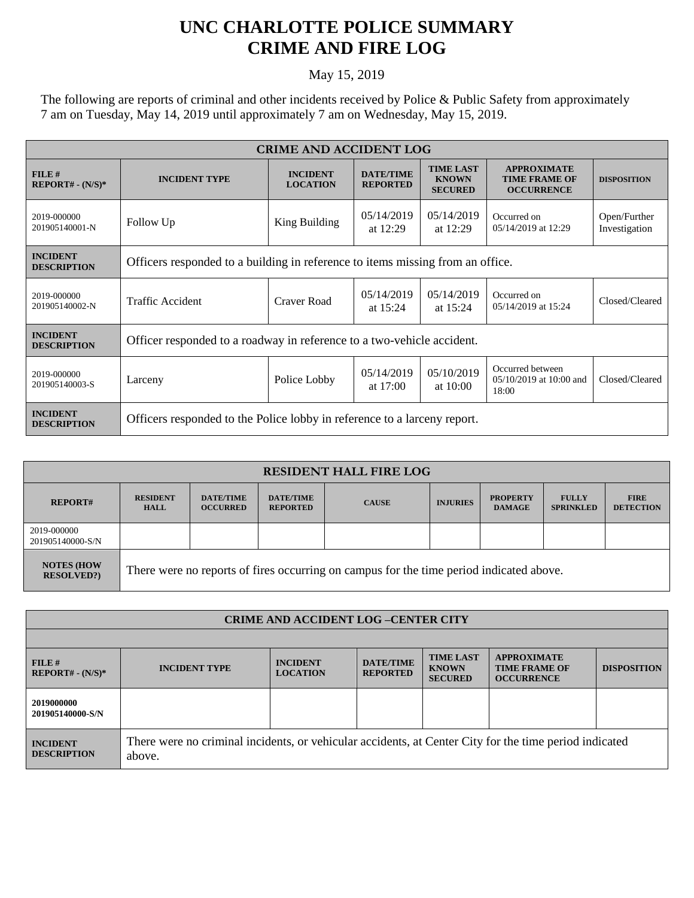# UNC CHARLOTTE POLICE SUMMARY
# CRIME AND FIRE LOG

May 15, 2019

The following are reports of criminal and other incidents received by Police & Public Safety from approximately 7 am on Tuesday, May 14, 2019 until approximately 7 am on Wednesday, May 15, 2019.

| CRIME AND ACCIDENT LOG | | | | | | |
|---|---|---|---|---|---|---|
| **FILE # REPORT# - (N/S)*** | **INCIDENT TYPE** | **INCIDENT LOCATION** | **DATE/TIME REPORTED** | **TIME LAST KNOWN SECURED** | **APPROXIMATE TIME FRAME OF OCCURRENCE** | **DISPOSITION** |
| 2019-000000 201905140001-N | Follow Up | King Building | 05/14/2019 at 12:29 | 05/14/2019 at 12:29 | Occurred on 05/14/2019 at 12:29 | Open/Further Investigation |
| **INCIDENT DESCRIPTION** | Officers responded to a building in reference to items missing from an office. | | | | | |
| 2019-000000 201905140002-N | Traffic Accident | Craver Road | 05/14/2019 at 15:24 | 05/14/2019 at 15:24 | Occurred on 05/14/2019 at 15:24 | Closed/Cleared |
| **INCIDENT DESCRIPTION** | Officer responded to a roadway in reference to a two-vehicle accident. | | | | | |
| 2019-000000 201905140003-S | Larceny | Police Lobby | 05/14/2019 at 17:00 | 05/10/2019 at 10:00 | Occurred between 05/10/2019 at 10:00 and 18:00 | Closed/Cleared |
| **INCIDENT DESCRIPTION** | Officers responded to the Police lobby in reference to a larceny report. | | | | | |

| RESIDENT HALL FIRE LOG | | | | | | | | |
|---|---|---|---|---|---|---|---|---|
| **REPORT#** | **RESIDENT HALL** | **DATE/TIME OCCURRED** | **DATE/TIME REPORTED** | **CAUSE** | **INJURIES** | **PROPERTY DAMAGE** | **FULLY SPRINKLED** | **FIRE DETECTION** |
| 2019-000000 201905140000-S/N | | | | | | | | |
| **NOTES (HOW RESOLVED?)** | There were no reports of fires occurring on campus for the time period indicated above. | | | | | | | |

| CRIME AND ACCIDENT LOG –CENTER CITY | | | | | | |
|---|---|---|---|---|---|---|
| **FILE # REPORT# - (N/S)*** | **INCIDENT TYPE** | **INCIDENT LOCATION** | **DATE/TIME REPORTED** | **TIME LAST KNOWN SECURED** | **APPROXIMATE TIME FRAME OF OCCURRENCE** | **DISPOSITION** |
| **2019000000 201905140000-S/N** | | | | | | |
| **INCIDENT DESCRIPTION** | There were no criminal incidents, or vehicular accidents, at Center City for the time period indicated above. | | | | | |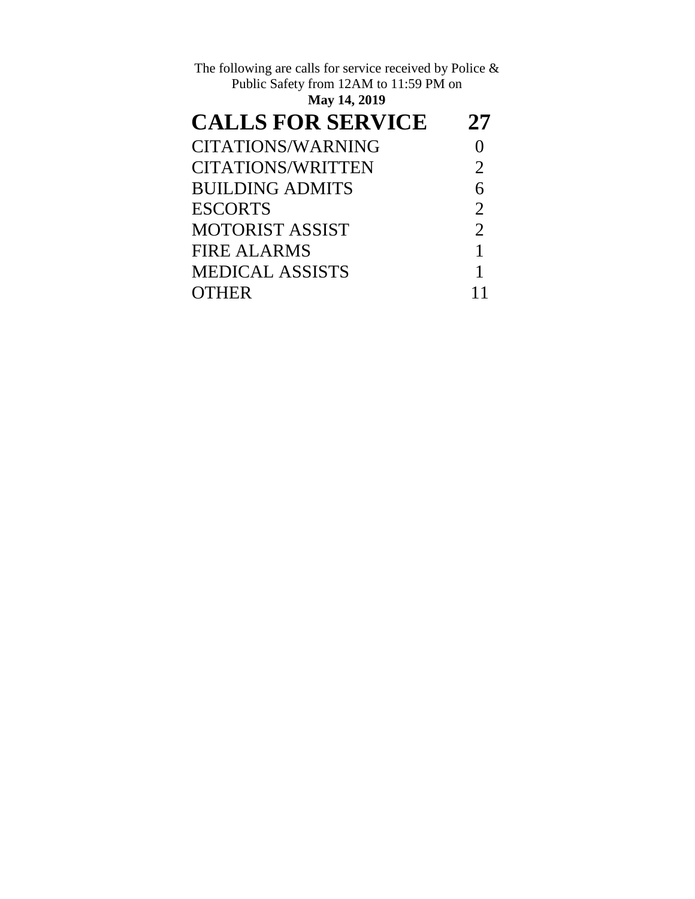The following are calls for service received by Police & Public Safety from 12AM to 11:59 PM on

**May 14, 2019**

| | |
|---|---|
| **CALLS FOR SERVICE** | **27** |
| CITATIONS/WARNING | 0 |
| CITATIONS/WRITTEN | 2 |
| BUILDING ADMITS | 6 |
| ESCORTS | 2 |
| MOTORIST ASSIST | 2 |
| FIRE ALARMS | 1 |
| MEDICAL ASSISTS | 1 |
| OTHER | 11 |